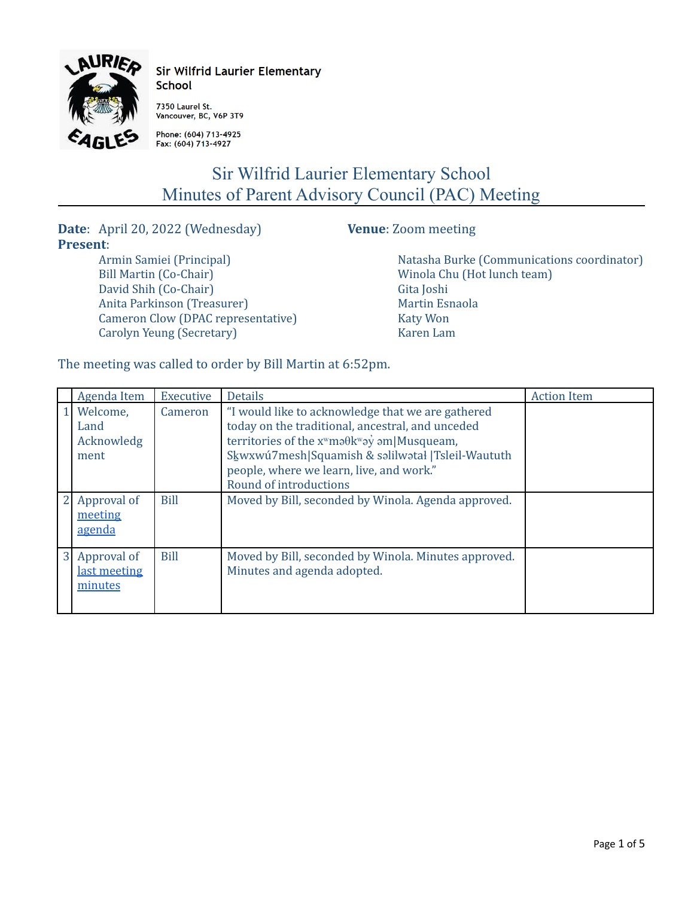Sir Wilfrid Laurier Elementary School

7350 Laurel St.
Vancouver, BC, V6P 3T9

Phone: (604) 713-4925
Fax: (604) 713-4927

# Sir Wilfrid Laurier Elementary School
# Minutes of Parent Advisory Council (PAC) Meeting

**Date**: April 20, 2022 (Wednesday) **Venue**: Zoom meeting

**Present**:

Armin Samiei (Principal)
Bill Martin (Co-Chair)
David Shih (Co-Chair)
Anita Parkinson (Treasurer)
Cameron Clow (DPAC representative)
Carolyn Yeung (Secretary)
Natasha Burke (Communications coordinator)
Winola Chu (Hot lunch team)
Gita Joshi
Martin Esnaola
Katy Won
Karen Lam

The meeting was called to order by Bill Martin at 6:52pm.

| | Agenda Item | Executive | Details | Action Item |
|---|---|---|---|---|
| 1 | Welcome, Land Acknowledgment | Cameron | "I would like to acknowledge that we are gathered today on the traditional, ancestral, and unceded territories of the xʷməθkʷəy̓ əm\|Musqueam, Sḵwxwú7mesh\|Squamish & səlilwətaɬ \|Tsleil-Waututh people, where we learn, live, and work." Round of introductions | |
| 2 | Approval of meeting agenda | Bill | Moved by Bill, seconded by Winola. Agenda approved. | |
| 3 | Approval of last meeting minutes | Bill | Moved by Bill, seconded by Winola. Minutes approved. Minutes and agenda adopted. | |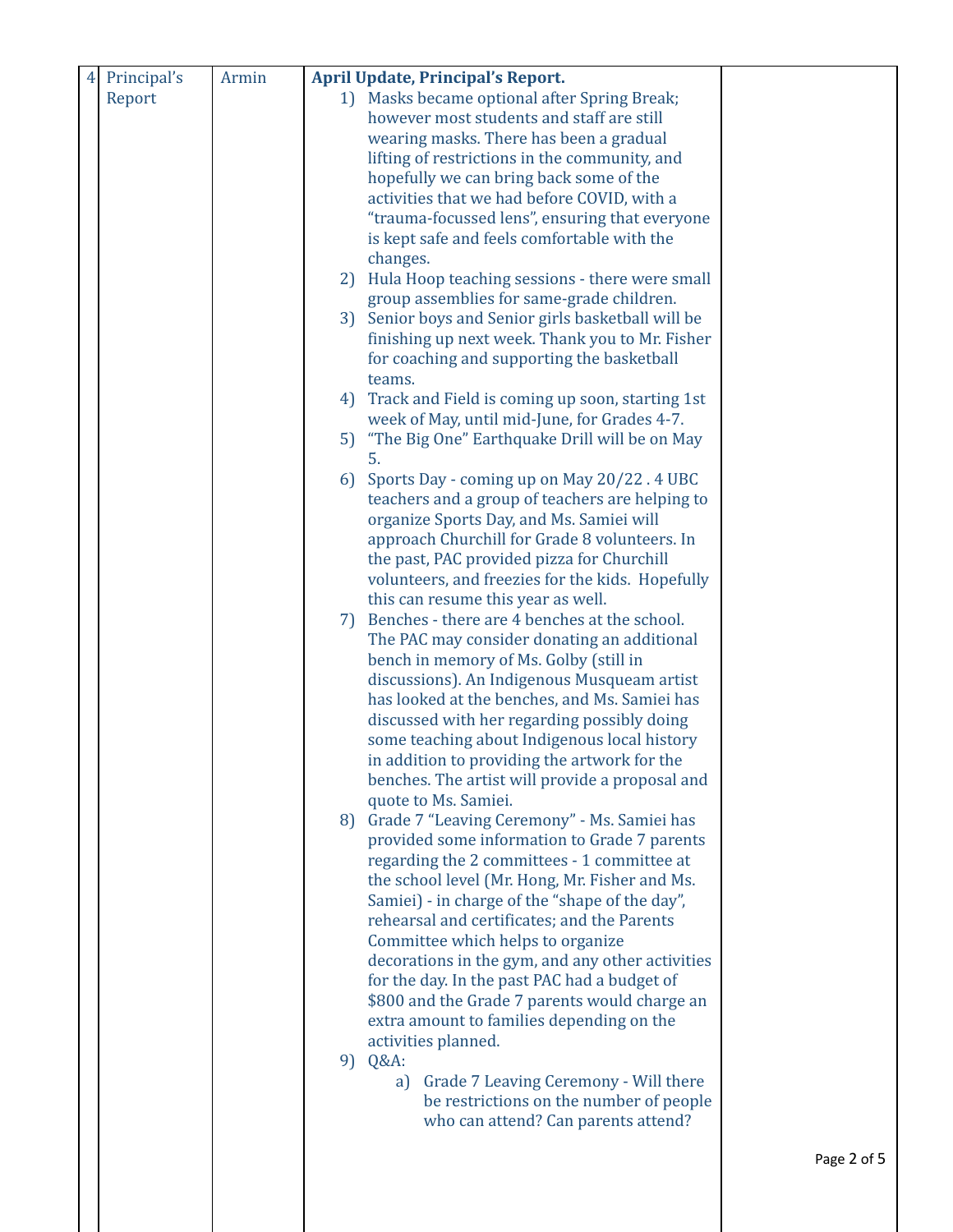| 4 | Principal's Report | Armin | **April Update, Principal's Report.**<br>1) Masks became optional after Spring Break; however most students and staff are still wearing masks. There has been a gradual lifting of restrictions in the community, and hopefully we can bring back some of the activities that we had before COVID, with a "trauma-focussed lens", ensuring that everyone is kept safe and feels comfortable with the changes.<br>2) Hula Hoop teaching sessions - there were small group assemblies for same-grade children.<br>3) Senior boys and Senior girls basketball will be finishing up next week. Thank you to Mr. Fisher for coaching and supporting the basketball teams.<br>4) Track and Field is coming up soon, starting 1st week of May, until mid-June, for Grades 4-7.<br>5) "The Big One" Earthquake Drill will be on May 5.<br>6) Sports Day - coming up on May 20/22 . 4 UBC teachers and a group of teachers are helping to organize Sports Day, and Ms. Samiei will approach Churchill for Grade 8 volunteers. In the past, PAC provided pizza for Churchill volunteers, and freezies for the kids. Hopefully this can resume this year as well.<br>7) Benches - there are 4 benches at the school. The PAC may consider donating an additional bench in memory of Ms. Golby (still in discussions). An Indigenous Musqueam artist has looked at the benches, and Ms. Samiei has discussed with her regarding possibly doing some teaching about Indigenous local history in addition to providing the artwork for the benches. The artist will provide a proposal and quote to Ms. Samiei.<br>8) Grade 7 "Leaving Ceremony" - Ms. Samiei has provided some information to Grade 7 parents regarding the 2 committees - 1 committee at the school level (Mr. Hong, Mr. Fisher and Ms. Samiei) - in charge of the "shape of the day", rehearsal and certificates; and the Parents Committee which helps to organize decorations in the gym, and any other activities for the day. In the past PAC had a budget of $800 and the Grade 7 parents would charge an extra amount to families depending on the activities planned.<br>9) Q&A:<br>a) Grade 7 Leaving Ceremony - Will there be restrictions on the number of people who can attend? Can parents attend? | |
|---|---|---|---|---|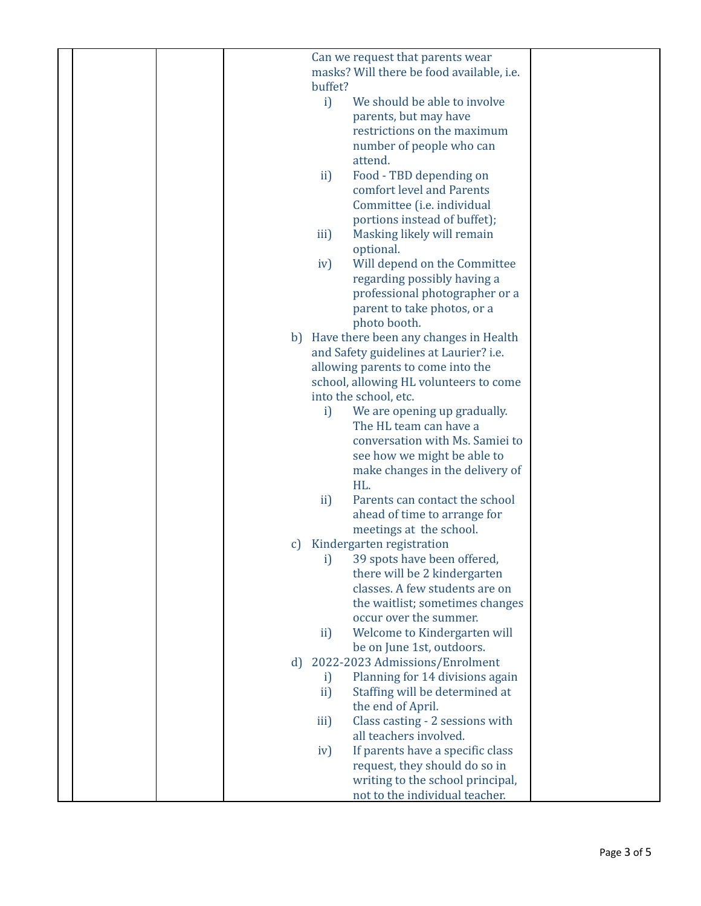| | | | | |
|---|---|---|---|---|
| | | | Can we request that parents wear masks? Will there be food available, i.e. buffet?<br>i) We should be able to involve parents, but may have restrictions on the maximum number of people who can attend.<br>ii) Food - TBD depending on comfort level and Parents Committee (i.e. individual portions instead of buffet);<br>iii) Masking likely will remain optional.<br>iv) Will depend on the Committee regarding possibly having a professional photographer or a parent to take photos, or a photo booth.<br>b) Have there been any changes in Health and Safety guidelines at Laurier? i.e. allowing parents to come into the school, allowing HL volunteers to come into the school, etc.<br>i) We are opening up gradually. The HL team can have a conversation with Ms. Samiei to see how we might be able to make changes in the delivery of HL.<br>ii) Parents can contact the school ahead of time to arrange for meetings at the school.<br>c) Kindergarten registration<br>i) 39 spots have been offered, there will be 2 kindergarten classes. A few students are on the waitlist; sometimes changes occur over the summer.<br>ii) Welcome to Kindergarten will be on June 1st, outdoors.<br>d) 2022-2023 Admissions/Enrolment<br>i) Planning for 14 divisions again<br>ii) Staffing will be determined at the end of April.<br>iii) Class casting - 2 sessions with all teachers involved.<br>iv) If parents have a specific class request, they should do so in writing to the school principal, not to the individual teacher. | |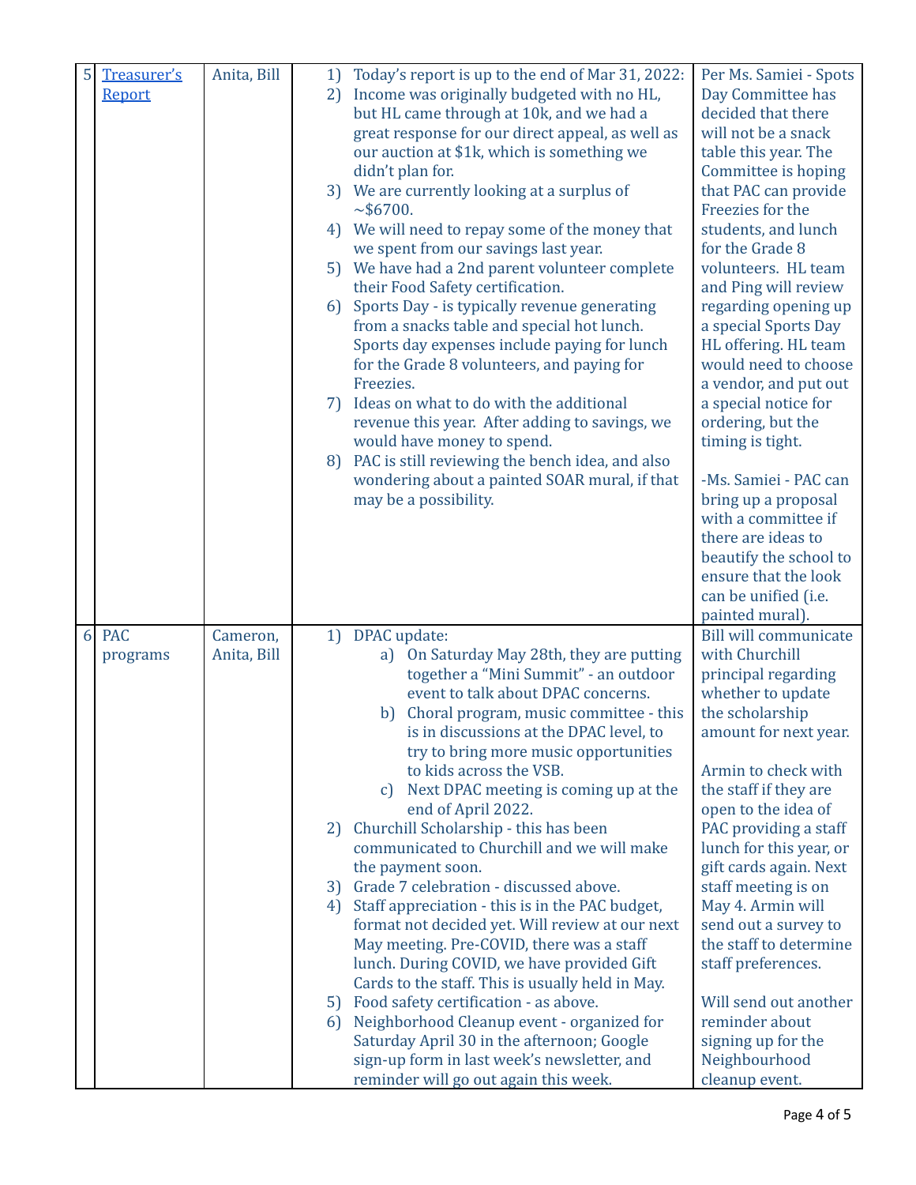| 5 | [Treasurer's Report]() | Anita, Bill | 1) Today's report is up to the end of Mar 31, 2022:<br>2) Income was originally budgeted with no HL, but HL came through at 10k, and we had a great response for our direct appeal, as well as our auction at $1k, which is something we didn't plan for.<br>3) We are currently looking at a surplus of ~$6700.<br>4) We will need to repay some of the money that we spent from our savings last year.<br>5) We have had a 2nd parent volunteer complete their Food Safety certification.<br>6) Sports Day - is typically revenue generating from a snacks table and special hot lunch. Sports day expenses include paying for lunch for the Grade 8 volunteers, and paying for Freezies.<br>7) Ideas on what to do with the additional revenue this year. After adding to savings, we would have money to spend.<br>8) PAC is still reviewing the bench idea, and also wondering about a painted SOAR mural, if that may be a possibility. | Per Ms. Samiei - Spots Day Committee has decided that there will not be a snack table this year. The Committee is hoping that PAC can provide Freezies for the students, and lunch for the Grade 8 volunteers. HL team and Ping will review regarding opening up a special Sports Day HL offering. HL team would need to choose a vendor, and put out a special notice for ordering, but the timing is tight.<br><br>-Ms. Samiei - PAC can bring up a proposal with a committee if there are ideas to beautify the school to ensure that the look can be unified (i.e. painted mural). |
|---|---|---|---|---|
| 6 | PAC programs | Cameron, Anita, Bill | 1) DPAC update:<br>a) On Saturday May 28th, they are putting together a "Mini Summit" - an outdoor event to talk about DPAC concerns.<br>b) Choral program, music committee - this is in discussions at the DPAC level, to try to bring more music opportunities to kids across the VSB.<br>c) Next DPAC meeting is coming up at the end of April 2022.<br>2) Churchill Scholarship - this has been communicated to Churchill and we will make the payment soon.<br>3) Grade 7 celebration - discussed above.<br>4) Staff appreciation - this is in the PAC budget, format not decided yet. Will review at our next May meeting. Pre-COVID, there was a staff lunch. During COVID, we have provided Gift Cards to the staff. This is usually held in May.<br>5) Food safety certification - as above.<br>6) Neighborhood Cleanup event - organized for Saturday April 30 in the afternoon; Google sign-up form in last week's newsletter, and reminder will go out again this week. | Bill will communicate with Churchill principal regarding whether to update the scholarship amount for next year.<br><br>Armin to check with the staff if they are open to the idea of PAC providing a staff lunch for this year, or gift cards again. Next staff meeting is on May 4. Armin will send out a survey to the staff to determine staff preferences.<br><br>Will send out another reminder about signing up for the Neighbourhood cleanup event. |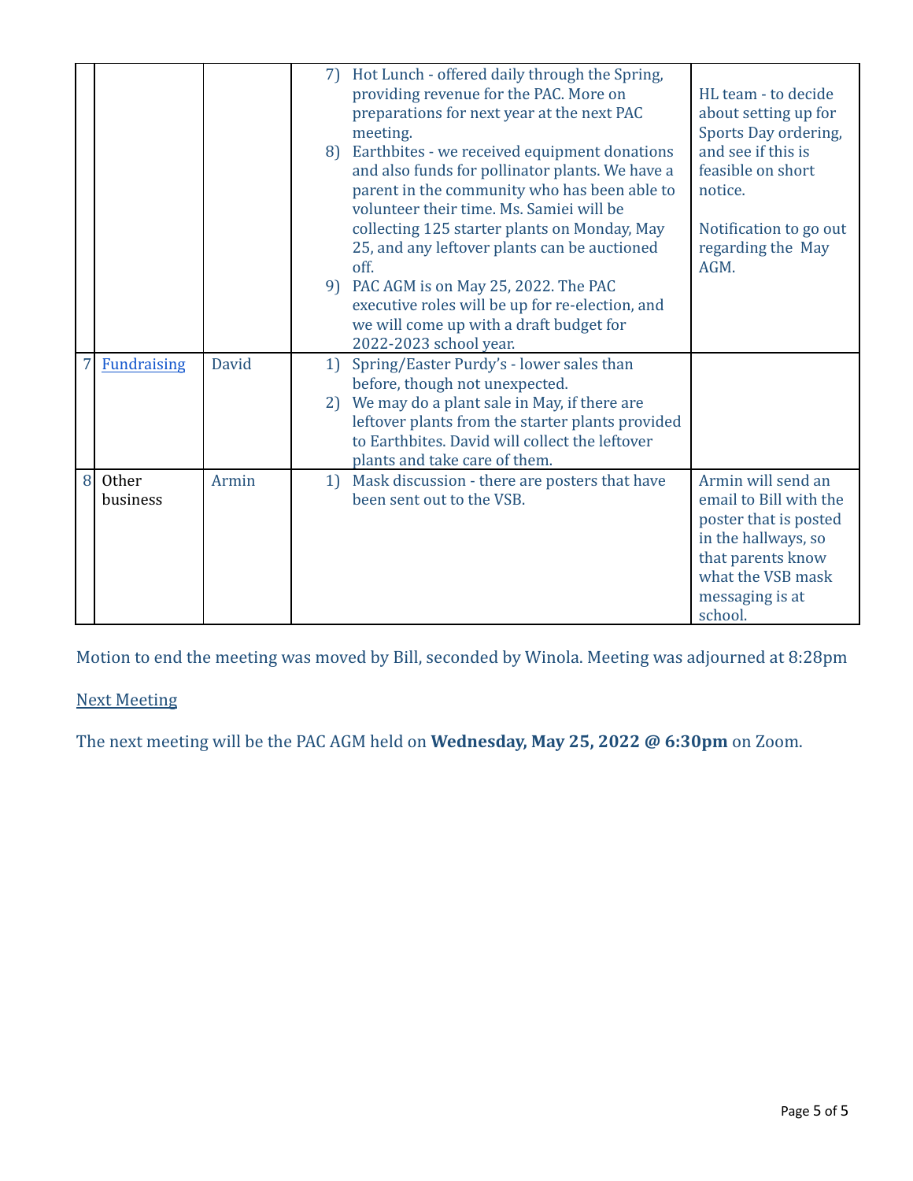| | | | | |
|---|---|---|---|---|
| | | | 7) Hot Lunch - offered daily through the Spring, providing revenue for the PAC. More on preparations for next year at the next PAC meeting.<br>8) Earthbites - we received equipment donations and also funds for pollinator plants. We have a parent in the community who has been able to volunteer their time. Ms. Samiei will be collecting 125 starter plants on Monday, May 25, and any leftover plants can be auctioned off.<br>9) PAC AGM is on May 25, 2022. The PAC executive roles will be up for re-election, and we will come up with a draft budget for 2022-2023 school year. | HL team - to decide about setting up for Sports Day ordering, and see if this is feasible on short notice.<br><br>Notification to go out regarding the May AGM. |
| 7 | Fundraising | David | 1) Spring/Easter Purdy's - lower sales than before, though not unexpected.<br>2) We may do a plant sale in May, if there are leftover plants from the starter plants provided to Earthbites. David will collect the leftover plants and take care of them. | |
| 8 | Other business | Armin | 1) Mask discussion - there are posters that have been sent out to the VSB. | Armin will send an email to Bill with the poster that is posted in the hallways, so that parents know what the VSB mask messaging is at school. |

Motion to end the meeting was moved by Bill, seconded by Winola. Meeting was adjourned at 8:28pm

Next Meeting

The next meeting will be the PAC AGM held on **Wednesday, May 25, 2022 @ 6:30pm** on Zoom.